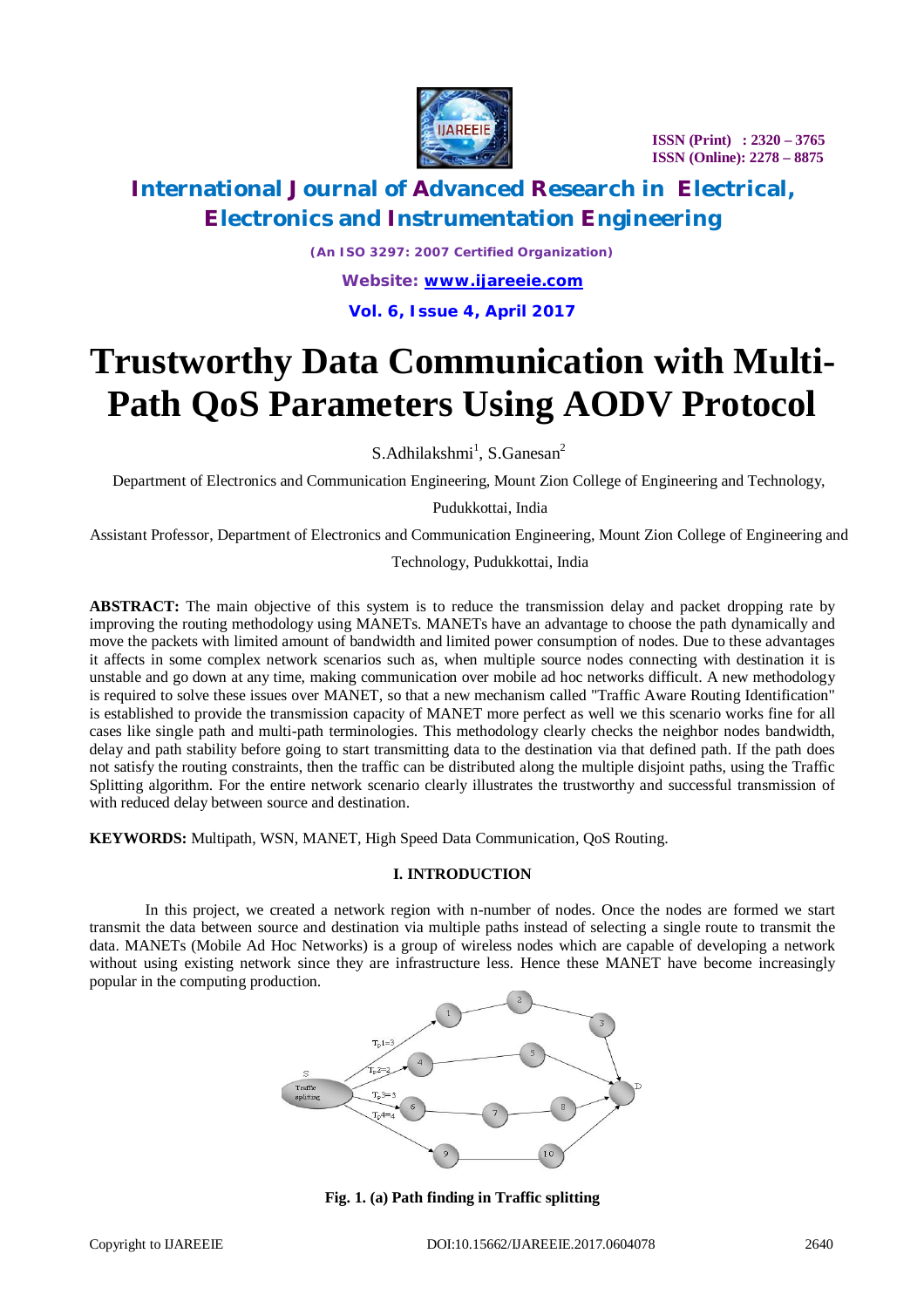# International Journal of Advanced Research in Electrical, Electronics and Instrumentation Engineering

*(An ISO 3297: 2007 Certified Organization)*

# Trustworthy Data Communication with Multi-Path QoS Parameters Using AODV Protocol

S.Adhilakshmi[1], S.Ganesan[2]

Department of Electronics and Communication Engineering, Mount Zion College of Engineering and Technology, Pudukkottai, India

Assistant Professor, Department of Electronics and Communication Engineering, Mount Zion College of Engineering and Technology, Pudukkottai, India

**ABSTRACT:** The main objective of this system is to reduce the transmission delay and packet dropping rate by improving the routing methodology using MANETs. MANETs have an advantage to choose the path dynamically and move the packets with limited amount of bandwidth and limited power consumption of nodes. Due to these advantages it affects in some complex network scenarios such as, when multiple source nodes connecting with destination it is unstable and go down at any time, making communication over mobile ad hoc networks difficult. A new methodology is required to solve these issues over MANET, so that a new mechanism called "Traffic Aware Routing Identification" is established to provide the transmission capacity of MANET more perfect as well we this scenario works fine for all cases like single path and multi-path terminologies. This methodology clearly checks the neighbor nodes bandwidth, delay and path stability before going to start transmitting data to the destination via that defined path. If the path does not satisfy the routing constraints, then the traffic can be distributed along the multiple disjoint paths, using the Traffic Splitting algorithm. For the entire network scenario clearly illustrates the trustworthy and successful transmission of with reduced delay between source and destination.

**KEYWORDS:** Multipath, WSN, MANET, High Speed Data Communication, QoS Routing.

## I. INTRODUCTION

In this project, we created a network region with n-number of nodes. Once the nodes are formed we start transmit the data between source and destination via multiple paths instead of selecting a single route to transmit the data. MANETs (Mobile Ad Hoc Networks) is a group of wireless nodes which are capable of developing a network without using existing network since they are infrastructure less. Hence these MANET have become increasingly popular in the computing production.

**Fig. 1. (a) Path finding in Traffic splitting**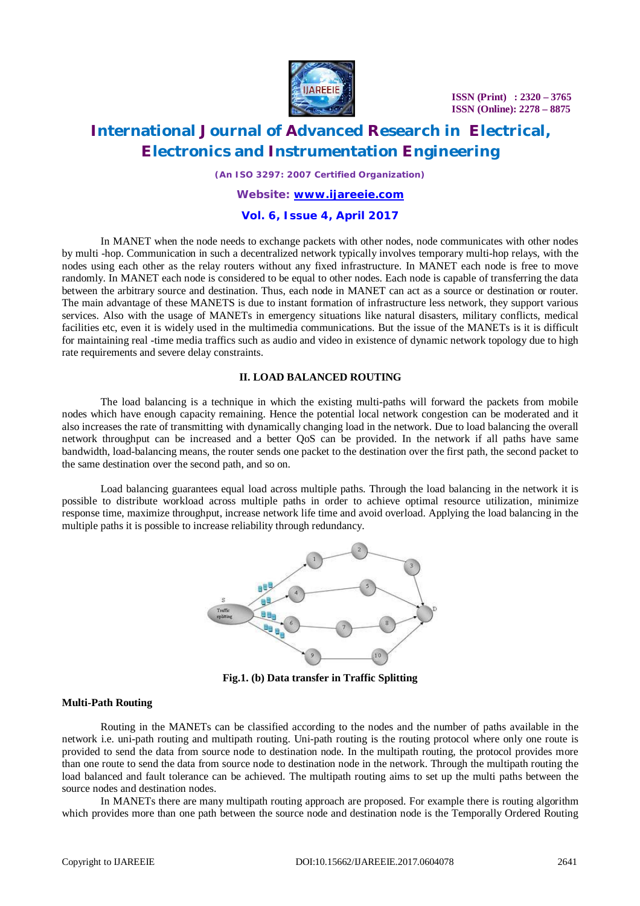In MANET when the node needs to exchange packets with other nodes, node communicates with other nodes by multi -hop. Communication in such a decentralized network typically involves temporary multi-hop relays, with the nodes using each other as the relay routers without any fixed infrastructure. In MANET each node is free to move randomly. In MANET each node is considered to be equal to other nodes. Each node is capable of transferring the data between the arbitrary source and destination. Thus, each node in MANET can act as a source or destination or router. The main advantage of these MANETS is due to instant formation of infrastructure less network, they support various services. Also with the usage of MANETs in emergency situations like natural disasters, military conflicts, medical facilities etc, even it is widely used in the multimedia communications. But the issue of the MANETs is it is difficult for maintaining real -time media traffics such as audio and video in existence of dynamic network topology due to high rate requirements and severe delay constraints.

## II. LOAD BALANCED ROUTING

The load balancing is a technique in which the existing multi-paths will forward the packets from mobile nodes which have enough capacity remaining. Hence the potential local network congestion can be moderated and it also increases the rate of transmitting with dynamically changing load in the network. Due to load balancing the overall network throughput can be increased and a better QoS can be provided. In the network if all paths have same bandwidth, load-balancing means, the router sends one packet to the destination over the first path, the second packet to the same destination over the second path, and so on.

Load balancing guarantees equal load across multiple paths. Through the load balancing in the network it is possible to distribute workload across multiple paths in order to achieve optimal resource utilization, minimize response time, maximize throughput, increase network life time and avoid overload. Applying the load balancing in the multiple paths it is possible to increase reliability through redundancy.

**Fig.1. (b) Data transfer in Traffic Splitting**

### Multi-Path Routing

Routing in the MANETs can be classified according to the nodes and the number of paths available in the network i.e. uni-path routing and multipath routing. Uni-path routing is the routing protocol where only one route is provided to send the data from source node to destination node. In the multipath routing, the protocol provides more than one route to send the data from source node to destination node in the network. Through the multipath routing the load balanced and fault tolerance can be achieved. The multipath routing aims to set up the multi paths between the source nodes and destination nodes.

In MANETs there are many multipath routing approach are proposed. For example there is routing algorithm which provides more than one path between the source node and destination node is the Temporally Ordered Routing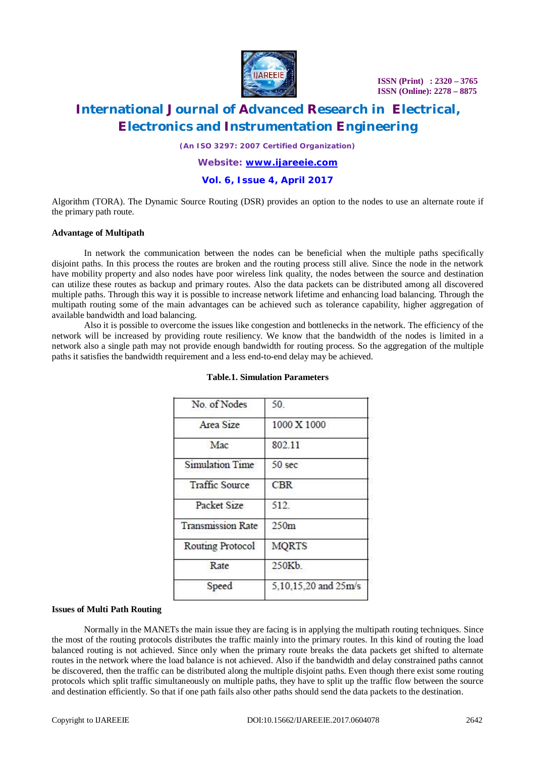Algorithm (TORA). The Dynamic Source Routing (DSR) provides an option to the nodes to use an alternate route if the primary path route.

**Advantage of Multipath**

In network the communication between the nodes can be beneficial when the multiple paths specifically disjoint paths. In this process the routes are broken and the routing process still alive. Since the node in the network have mobility property and also nodes have poor wireless link quality, the nodes between the source and destination can utilize these routes as backup and primary routes. Also the data packets can be distributed among all discovered multiple paths. Through this way it is possible to increase network lifetime and enhancing load balancing. Through the multipath routing some of the main advantages can be achieved such as tolerance capability, higher aggregation of available bandwidth and load balancing.

Also it is possible to overcome the issues like congestion and bottlenecks in the network. The efficiency of the network will be increased by providing route resiliency. We know that the bandwidth of the nodes is limited in a network also a single path may not provide enough bandwidth for routing process. So the aggregation of the multiple paths it satisfies the bandwidth requirement and a less end-to-end delay may be achieved.

**Table.1. Simulation Parameters**

| No. of Nodes | 50. |
|---|---|
| Area Size | 1000 X 1000 |
| Mac | 802.11 |
| Simulation Time | 50 sec |
| Traffic Source | CBR |
| Packet Size | 512. |
| Transmission Rate | 250m |
| Routing Protocol | MQRTS |
| Rate | 250Kb. |
| Speed | 5,10,15,20 and 25m/s |

**Issues of Multi Path Routing**

Normally in the MANETs the main issue they are facing is in applying the multipath routing techniques. Since the most of the routing protocols distributes the traffic mainly into the primary routes. In this kind of routing the load balanced routing is not achieved. Since only when the primary route breaks the data packets get shifted to alternate routes in the network where the load balance is not achieved. Also if the bandwidth and delay constrained paths cannot be discovered, then the traffic can be distributed along the multiple disjoint paths. Even though there exist some routing protocols which split traffic simultaneously on multiple paths, they have to split up the traffic flow between the source and destination efficiently. So that if one path fails also other paths should send the data packets to the destination.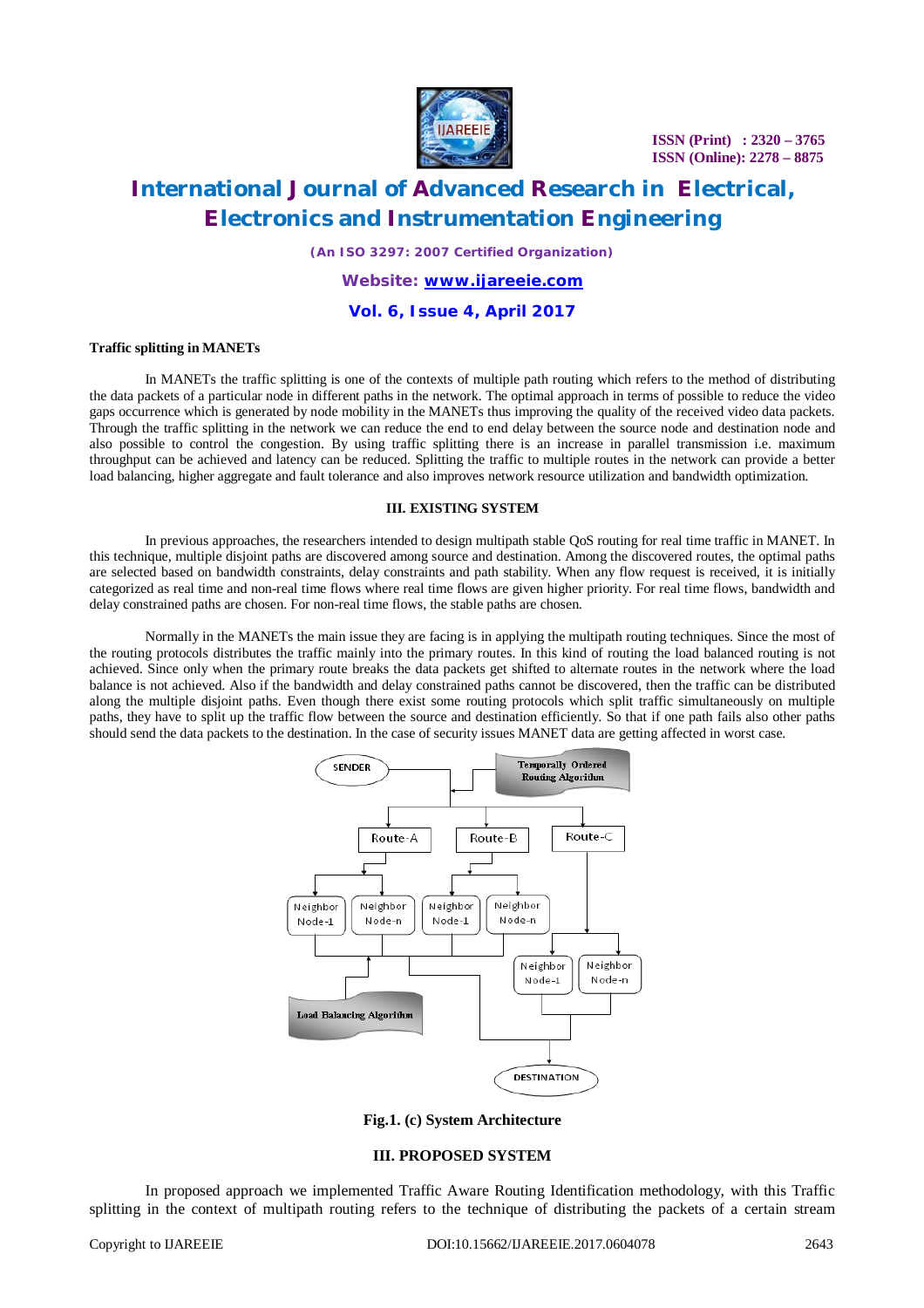**Traffic splitting in MANETs**

In MANETs the traffic splitting is one of the contexts of multiple path routing which refers to the method of distributing the data packets of a particular node in different paths in the network. The optimal approach in terms of possible to reduce the video gaps occurrence which is generated by node mobility in the MANETs thus improving the quality of the received video data packets. Through the traffic splitting in the network we can reduce the end to end delay between the source node and destination node and also possible to control the congestion. By using traffic splitting there is an increase in parallel transmission i.e. maximum throughput can be achieved and latency can be reduced. Splitting the traffic to multiple routes in the network can provide a better load balancing, higher aggregate and fault tolerance and also improves network resource utilization and bandwidth optimization.

## III. EXISTING SYSTEM

In previous approaches, the researchers intended to design multipath stable QoS routing for real time traffic in MANET. In this technique, multiple disjoint paths are discovered among source and destination. Among the discovered routes, the optimal paths are selected based on bandwidth constraints, delay constraints and path stability. When any flow request is received, it is initially categorized as real time and non-real time flows where real time flows are given higher priority. For real time flows, bandwidth and delay constrained paths are chosen. For non-real time flows, the stable paths are chosen.

Normally in the MANETs the main issue they are facing is in applying the multipath routing techniques. Since the most of the routing protocols distributes the traffic mainly into the primary routes. In this kind of routing the load balanced routing is not achieved. Since only when the primary route breaks the data packets get shifted to alternate routes in the network where the load balance is not achieved. Also if the bandwidth and delay constrained paths cannot be discovered, then the traffic can be distributed along the multiple disjoint paths. Even though there exist some routing protocols which split traffic simultaneously on multiple paths, they have to split up the traffic flow between the source and destination efficiently. So that if one path fails also other paths should send the data packets to the destination. In the case of security issues MANET data are getting affected in worst case.

SENDER

Temporally Ordered Routing Algorithm

Route-A

Route-B

Route-C

Neighbor Node-1

Neighbor Node-n

Neighbor Node-1

Neighbor Node-n

Neighbor Node-1

Neighbor Node-n

Load Balancing Algorithm

DESTINATION

**Fig.1. (c) System Architecture**

## III. PROPOSED SYSTEM

In proposed approach we implemented Traffic Aware Routing Identification methodology, with this Traffic splitting in the context of multipath routing refers to the technique of distributing the packets of a certain stream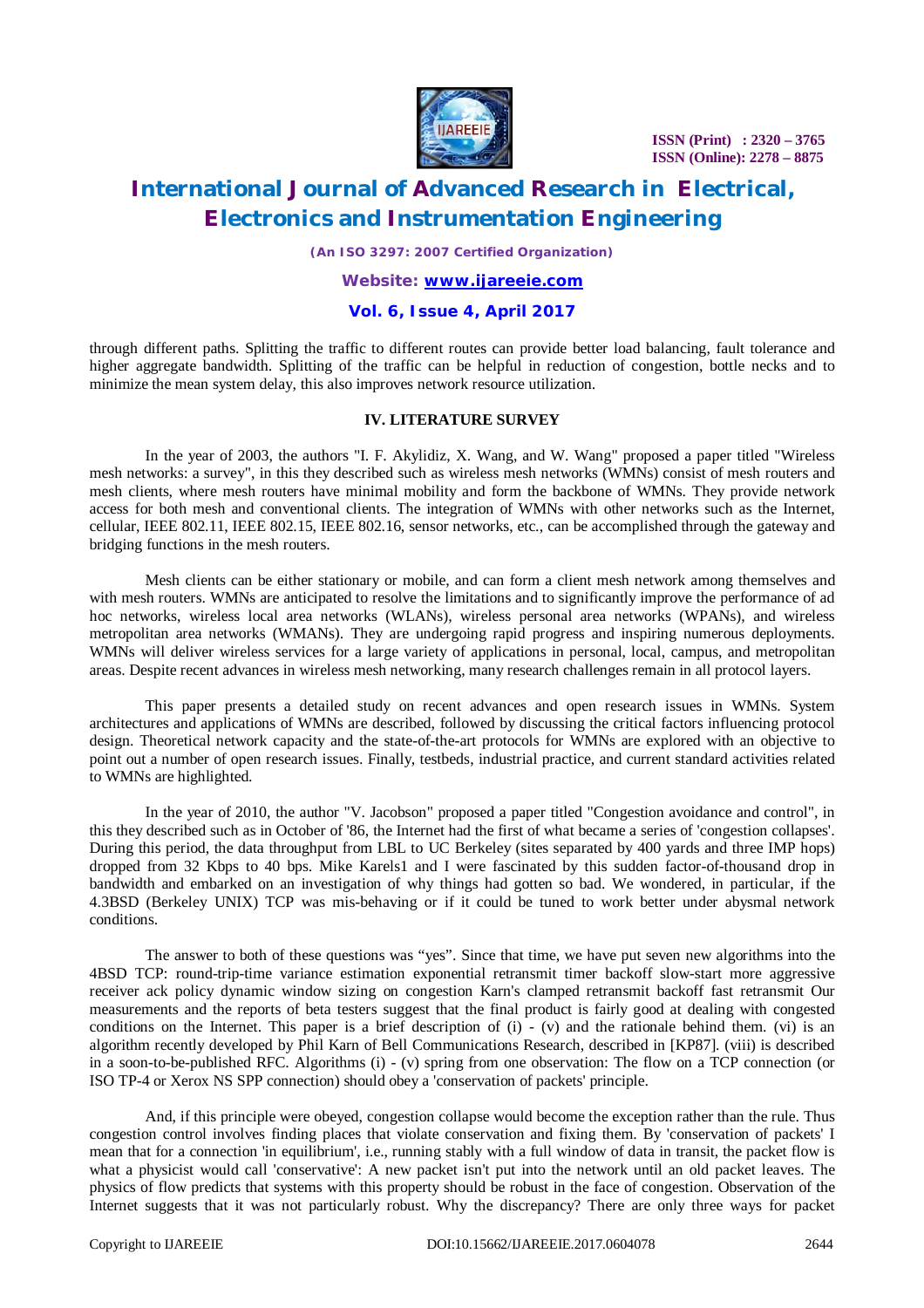through different paths. Splitting the traffic to different routes can provide better load balancing, fault tolerance and higher aggregate bandwidth. Splitting of the traffic can be helpful in reduction of congestion, bottle necks and to minimize the mean system delay, this also improves network resource utilization.

## IV. LITERATURE SURVEY

In the year of 2003, the authors "I. F. Akylidiz, X. Wang, and W. Wang" proposed a paper titled "Wireless mesh networks: a survey", in this they described such as wireless mesh networks (WMNs) consist of mesh routers and mesh clients, where mesh routers have minimal mobility and form the backbone of WMNs. They provide network access for both mesh and conventional clients. The integration of WMNs with other networks such as the Internet, cellular, IEEE 802.11, IEEE 802.15, IEEE 802.16, sensor networks, etc., can be accomplished through the gateway and bridging functions in the mesh routers.

Mesh clients can be either stationary or mobile, and can form a client mesh network among themselves and with mesh routers. WMNs are anticipated to resolve the limitations and to significantly improve the performance of ad hoc networks, wireless local area networks (WLANs), wireless personal area networks (WPANs), and wireless metropolitan area networks (WMANs). They are undergoing rapid progress and inspiring numerous deployments. WMNs will deliver wireless services for a large variety of applications in personal, local, campus, and metropolitan areas. Despite recent advances in wireless mesh networking, many research challenges remain in all protocol layers.

This paper presents a detailed study on recent advances and open research issues in WMNs. System architectures and applications of WMNs are described, followed by discussing the critical factors influencing protocol design. Theoretical network capacity and the state-of-the-art protocols for WMNs are explored with an objective to point out a number of open research issues. Finally, testbeds, industrial practice, and current standard activities related to WMNs are highlighted.

In the year of 2010, the author "V. Jacobson" proposed a paper titled "Congestion avoidance and control", in this they described such as in October of '86, the Internet had the first of what became a series of 'congestion collapses'. During this period, the data throughput from LBL to UC Berkeley (sites separated by 400 yards and three IMP hops) dropped from 32 Kbps to 40 bps. Mike Karels1 and I were fascinated by this sudden factor-of-thousand drop in bandwidth and embarked on an investigation of why things had gotten so bad. We wondered, in particular, if the 4.3BSD (Berkeley UNIX) TCP was mis-behaving or if it could be tuned to work better under abysmal network conditions.

The answer to both of these questions was "yes". Since that time, we have put seven new algorithms into the 4BSD TCP: round-trip-time variance estimation exponential retransmit timer backoff slow-start more aggressive receiver ack policy dynamic window sizing on congestion Karn's clamped retransmit backoff fast retransmit Our measurements and the reports of beta testers suggest that the final product is fairly good at dealing with congested conditions on the Internet. This paper is a brief description of (i) - (v) and the rationale behind them. (vi) is an algorithm recently developed by Phil Karn of Bell Communications Research, described in [KP87]. (viii) is described in a soon-to-be-published RFC. Algorithms (i) - (v) spring from one observation: The flow on a TCP connection (or ISO TP-4 or Xerox NS SPP connection) should obey a 'conservation of packets' principle.

And, if this principle were obeyed, congestion collapse would become the exception rather than the rule. Thus congestion control involves finding places that violate conservation and fixing them. By 'conservation of packets' I mean that for a connection 'in equilibrium', i.e., running stably with a full window of data in transit, the packet flow is what a physicist would call 'conservative': A new packet isn't put into the network until an old packet leaves. The physics of flow predicts that systems with this property should be robust in the face of congestion. Observation of the Internet suggests that it was not particularly robust. Why the discrepancy? There are only three ways for packet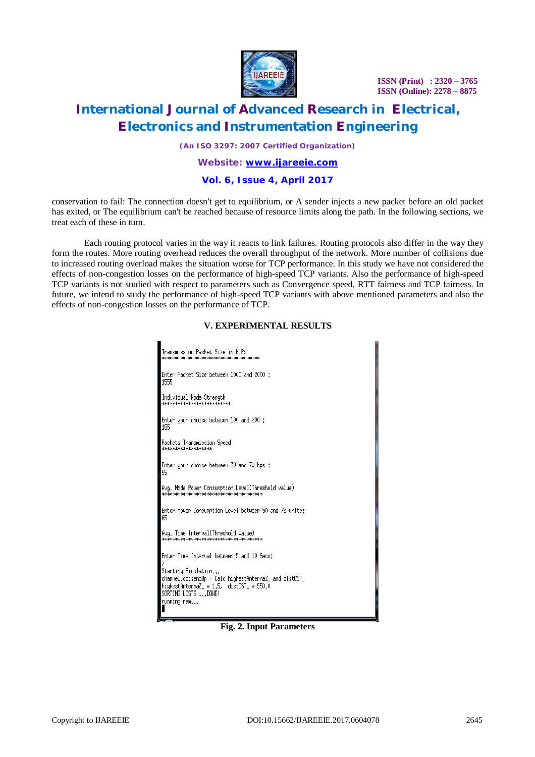conservation to fail: The connection doesn't get to equilibrium, or A sender injects a new packet before an old packet has exited, or The equilibrium can't be reached because of resource limits along the path. In the following sections, we treat each of these in turn.

Each routing protocol varies in the way it reacts to link failures. Routing protocols also differ in the way they form the routes. More routing overhead reduces the overall throughput of the network. More number of collisions due to increased routing overload makes the situation worse for TCP performance. In this study we have not considered the effects of non-congestion losses on the performance of high-speed TCP variants. Also the performance of high-speed TCP variants is not studied with respect to parameters such as Convergence speed, RTT fairness and TCP fairness. In future, we intend to study the performance of high-speed TCP variants with above mentioned parameters and also the effects of non-congestion losses on the performance of TCP.

## V. EXPERIMENTAL RESULTS

```
Transmission Packet Size in kbPs
****************************************

Enter Packet Size between 1000 and 2000 :
1555

Individual Node Strength
**************************

Enter your choice between 100 and 200 :
155

Packets Transmission Speed
*******************

Enter your choice between 30 and 70 bps :
55

Avg. Node Power Consumption Level(Threshold value)
****************************************

Enter power Consumption Level between 50 and 75 units:
65

Avg. Time Interval(Threshold value)
****************************************

Enter Time Interval between 5 and 10 Secs:
7
Starting Simulation...
channel.cc:sendUp - Calc highestAntennaZ_ and distCST_
highestAntennaZ_ = 1.5,  distCST_ = 550.0
SORTING LISTS ...DONE!
running nam...
```

**Fig. 2. Input Parameters**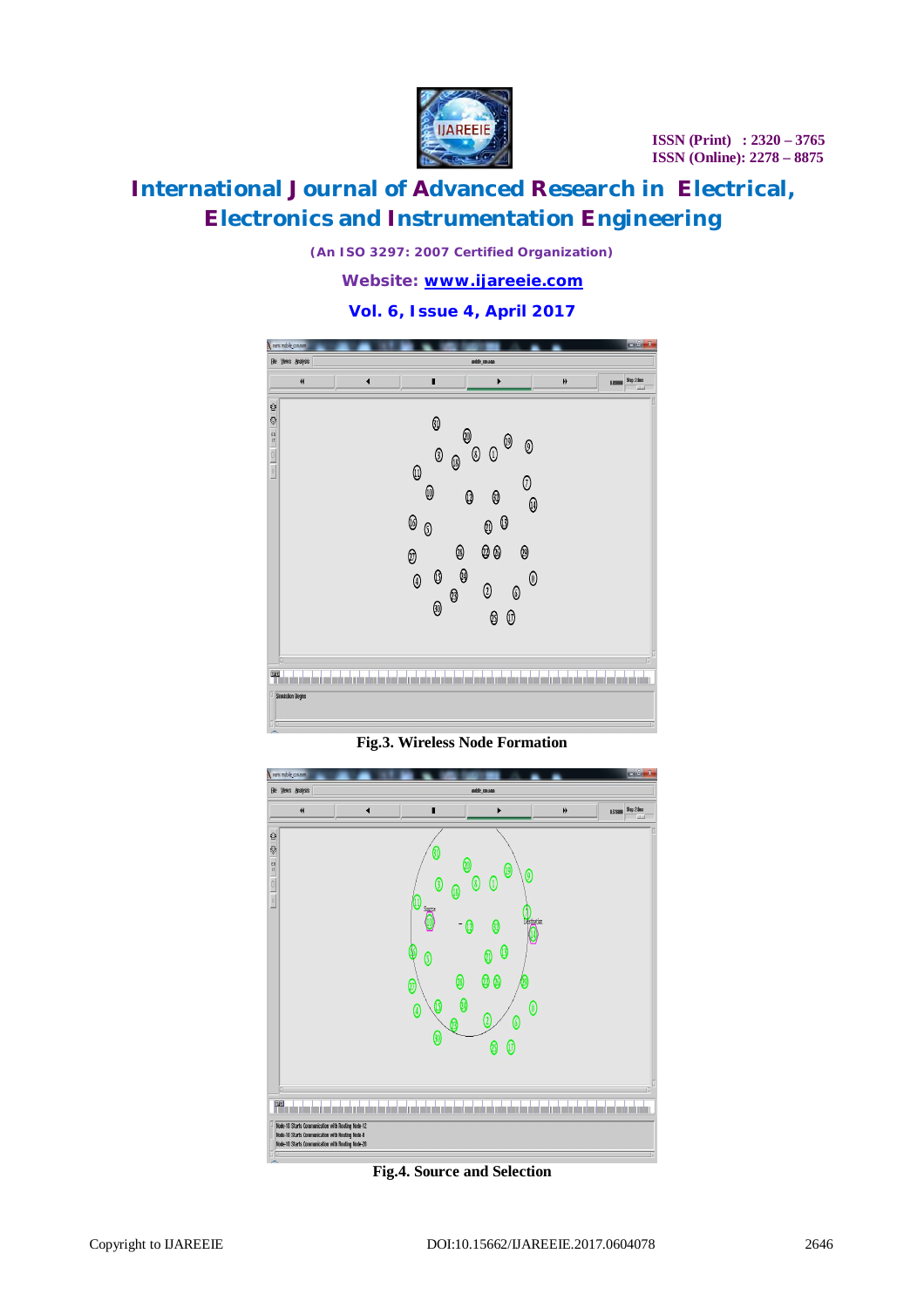Fig.3. Wireless Node Formation

Fig.4. Source and Selection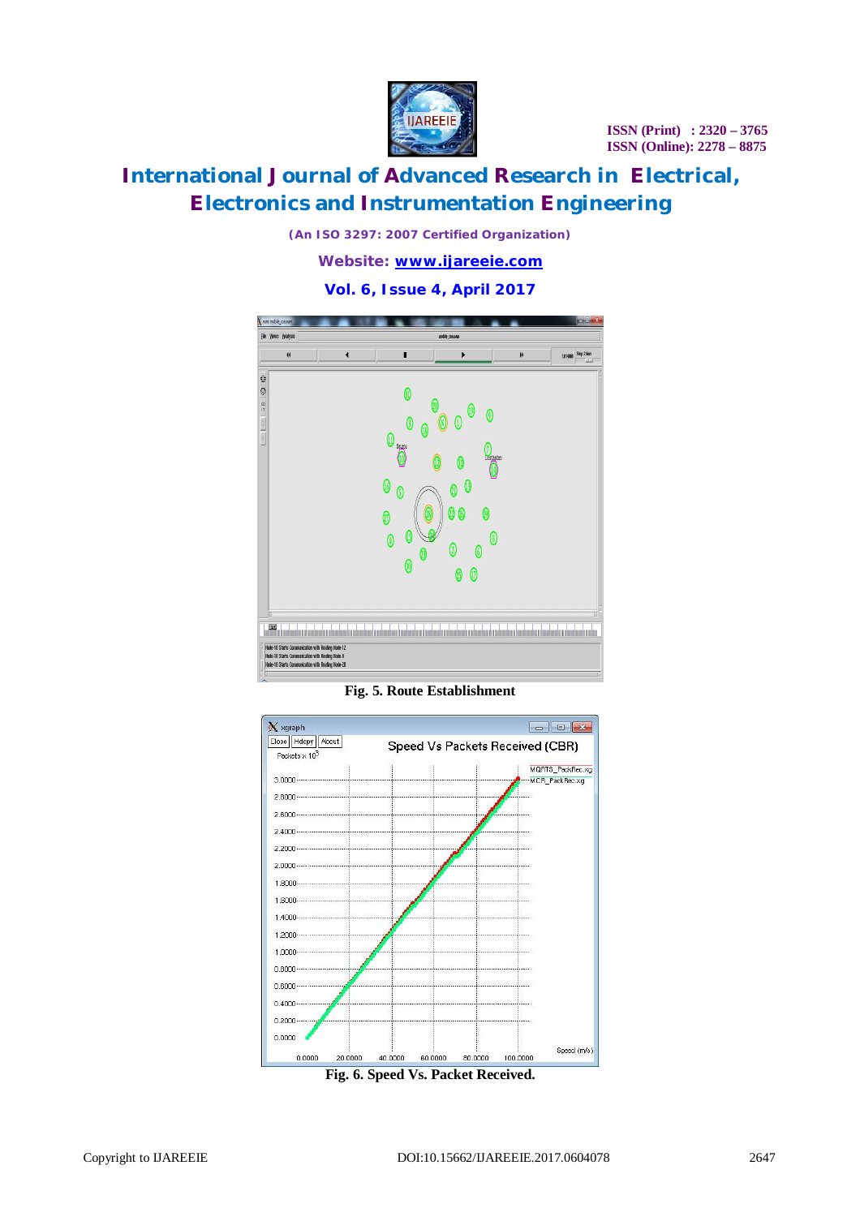Fig. 5. Route Establishment

Fig. 6. Speed Vs. Packet Received.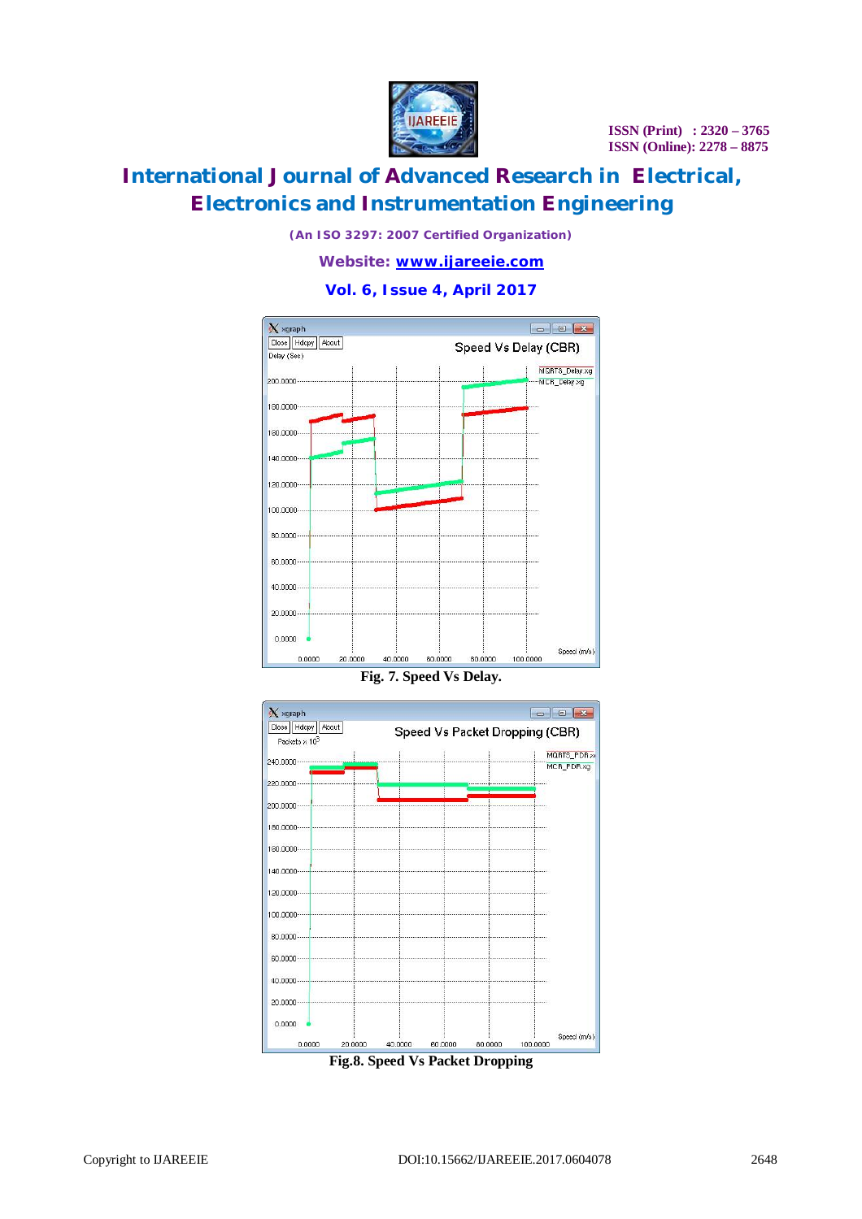Fig. 7. Speed Vs Delay.

Fig.8. Speed Vs Packet Dropping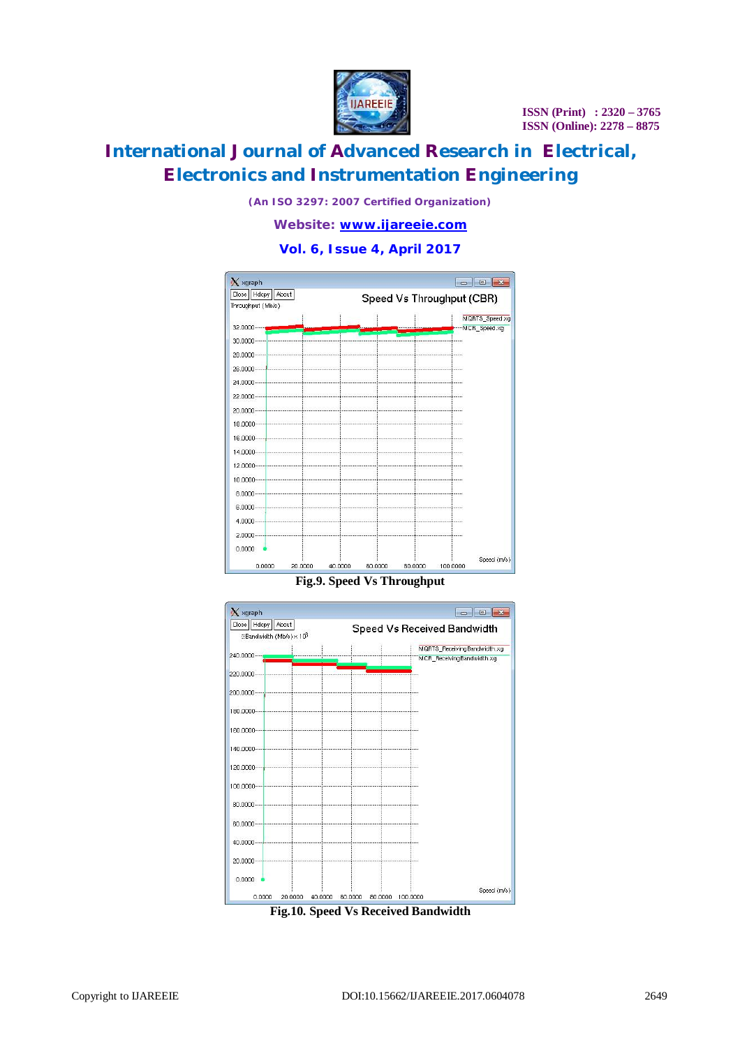Fig.9. Speed Vs Throughput

Fig.10. Speed Vs Received Bandwidth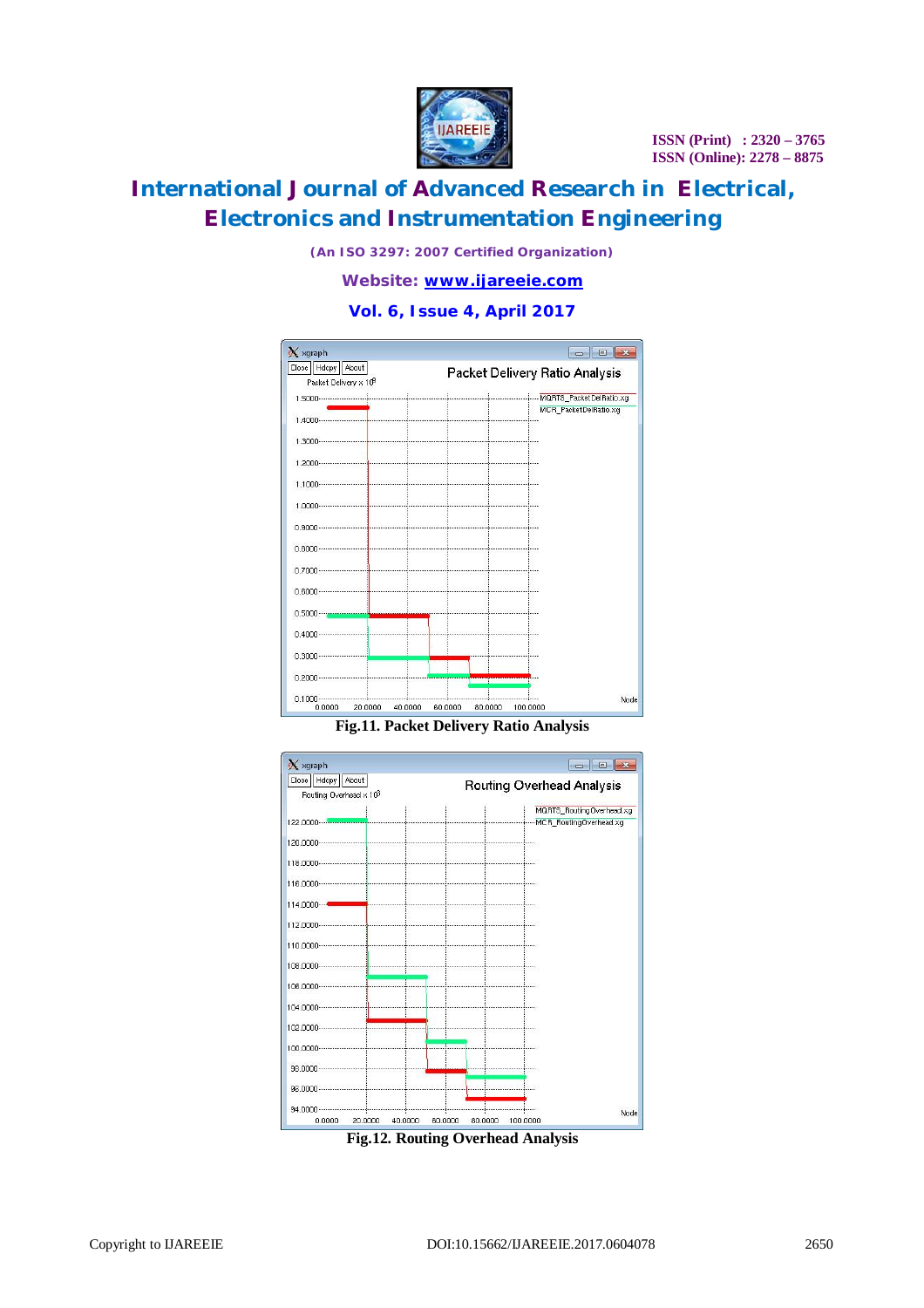Fig.11. Packet Delivery Ratio Analysis

Fig.12. Routing Overhead Analysis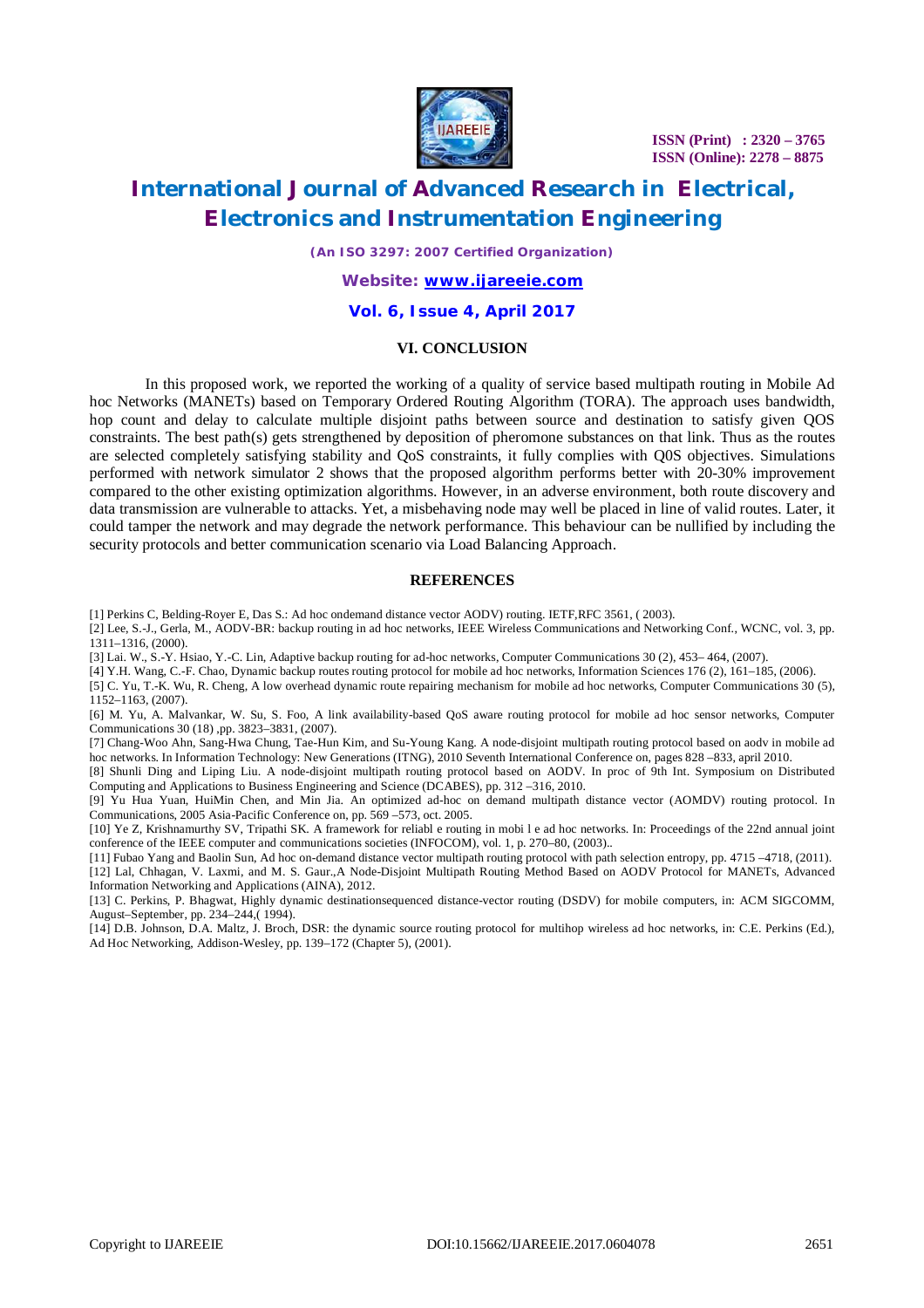## VI. CONCLUSION

In this proposed work, we reported the working of a quality of service based multipath routing in Mobile Ad hoc Networks (MANETs) based on Temporary Ordered Routing Algorithm (TORA). The approach uses bandwidth, hop count and delay to calculate multiple disjoint paths between source and destination to satisfy given QOS constraints. The best path(s) gets strengthened by deposition of pheromone substances on that link. Thus as the routes are selected completely satisfying stability and QoS constraints, it fully complies with Q0S objectives. Simulations performed with network simulator 2 shows that the proposed algorithm performs better with 20-30% improvement compared to the other existing optimization algorithms. However, in an adverse environment, both route discovery and data transmission are vulnerable to attacks. Yet, a misbehaving node may well be placed in line of valid routes. Later, it could tamper the network and may degrade the network performance. This behaviour can be nullified by including the security protocols and better communication scenario via Load Balancing Approach.

## REFERENCES

[1] Perkins C, Belding-Royer E, Das S.: Ad hoc ondemand distance vector AODV) routing. IETF,RFC 3561, ( 2003).

[2] Lee, S.-J., Gerla, M., AODV-BR: backup routing in ad hoc networks, IEEE Wireless Communications and Networking Conf., WCNC, vol. 3, pp. 1311–1316, (2000).

[3] Lai. W., S.-Y. Hsiao, Y.-C. Lin, Adaptive backup routing for ad-hoc networks, Computer Communications 30 (2), 453– 464, (2007).

[4] Y.H. Wang, C.-F. Chao, Dynamic backup routes routing protocol for mobile ad hoc networks, Information Sciences 176 (2), 161–185, (2006).

[5] C. Yu, T.-K. Wu, R. Cheng, A low overhead dynamic route repairing mechanism for mobile ad hoc networks, Computer Communications 30 (5), 1152–1163, (2007).

[6] M. Yu, A. Malvankar, W. Su, S. Foo, A link availability-based QoS aware routing protocol for mobile ad hoc sensor networks, Computer Communications 30 (18) ,pp. 3823–3831, (2007).

[7] Chang-Woo Ahn, Sang-Hwa Chung, Tae-Hun Kim, and Su-Young Kang. A node-disjoint multipath routing protocol based on aodv in mobile ad hoc networks. In Information Technology: New Generations (ITNG), 2010 Seventh International Conference on, pages 828 –833, april 2010.

[8] Shunli Ding and Liping Liu. A node-disjoint multipath routing protocol based on AODV. In proc of 9th Int. Symposium on Distributed Computing and Applications to Business Engineering and Science (DCABES), pp. 312 –316, 2010.

[9] Yu Hua Yuan, HuiMin Chen, and Min Jia. An optimized ad-hoc on demand multipath distance vector (AOMDV) routing protocol. In Communications, 2005 Asia-Pacific Conference on, pp. 569 –573, oct. 2005.

[10] Ye Z, Krishnamurthy SV, Tripathi SK. A framework for reliabl e routing in mobi l e ad hoc networks. In: Proceedings of the 22nd annual joint conference of the IEEE computer and communications societies (INFOCOM), vol. 1, p. 270–80, (2003)..

[11] Fubao Yang and Baolin Sun, Ad hoc on-demand distance vector multipath routing protocol with path selection entropy, pp. 4715 –4718, (2011).

[12] Lal, Chhagan, V. Laxmi, and M. S. Gaur.,A Node-Disjoint Multipath Routing Method Based on AODV Protocol for MANETs, Advanced Information Networking and Applications (AINA), 2012.

[13] C. Perkins, P. Bhagwat, Highly dynamic destinationsequenced distance-vector routing (DSDV) for mobile computers, in: ACM SIGCOMM, August–September, pp. 234–244,( 1994).

[14] D.B. Johnson, D.A. Maltz, J. Broch, DSR: the dynamic source routing protocol for multihop wireless ad hoc networks, in: C.E. Perkins (Ed.), Ad Hoc Networking, Addison-Wesley, pp. 139–172 (Chapter 5), (2001).